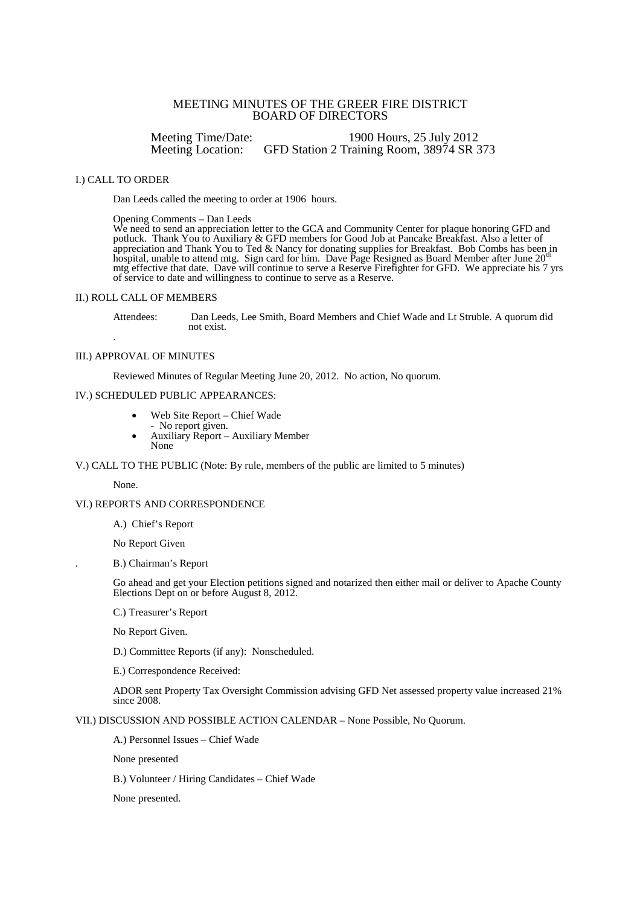# MEETING MINUTES OF THE GREER FIRE DISTRICT BOARD OF DIRECTORS

Meeting Time/Date: 1900 Hours, 25 July 2012
Meeting Location: GFD Station 2 Training Room, 38974 SR 373

## I.) CALL TO ORDER

Dan Leeds called the meeting to order at 1906 hours.

Opening Comments – Dan Leeds
We need to send an appreciation letter to the GCA and Community Center for plaque honoring GFD and potluck. Thank You to Auxiliary & GFD members for Good Job at Pancake Breakfast. Also a letter of appreciation and Thank You to Ted & Nancy for donating supplies for Breakfast. Bob Combs has been in hospital, unable to attend mtg. Sign card for him. Dave Page Resigned as Board Member after June 20th mtg effective that date. Dave will continue to serve a Reserve Firefighter for GFD. We appreciate his 7 yrs of service to date and willingness to continue to serve as a Reserve.

## II.) ROLL CALL OF MEMBERS

Attendees: Dan Leeds, Lee Smith, Board Members and Chief Wade and Lt Struble. A quorum did not exist.

.

## III.) APPROVAL OF MINUTES

Reviewed Minutes of Regular Meeting June 20, 2012. No action, No quorum.

## IV.) SCHEDULED PUBLIC APPEARANCES:

- Web Site Report – Chief Wade
  - No report given.
- Auxiliary Report – Auxiliary Member
  None

## V.) CALL TO THE PUBLIC (Note: By rule, members of the public are limited to 5 minutes)

None.

## VI.) REPORTS AND CORRESPONDENCE

A.) Chief's Report

No Report Given

B.) Chairman's Report

Go ahead and get your Election petitions signed and notarized then either mail or deliver to Apache County Elections Dept on or before August 8, 2012.

C.) Treasurer's Report

No Report Given.

D.) Committee Reports (if any): Nonscheduled.

E.) Correspondence Received:

ADOR sent Property Tax Oversight Commission advising GFD Net assessed property value increased 21% since 2008.

## VII.) DISCUSSION AND POSSIBLE ACTION CALENDAR – None Possible, No Quorum.

A.) Personnel Issues – Chief Wade

None presented

B.) Volunteer / Hiring Candidates – Chief Wade

None presented.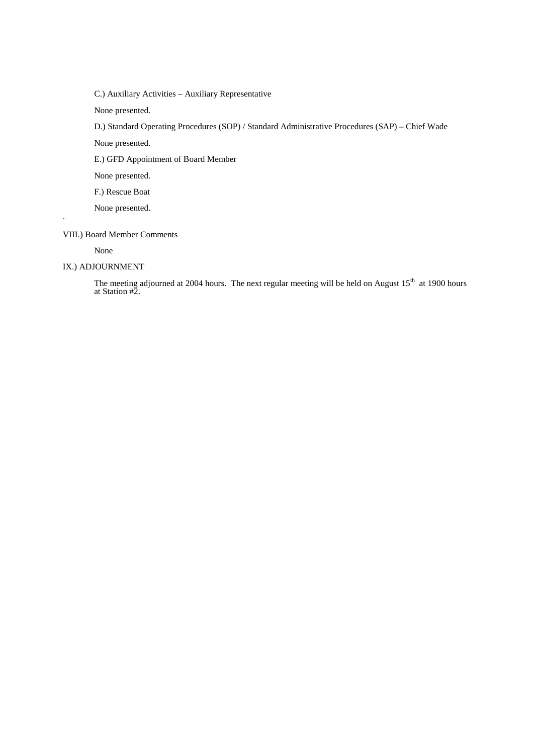C.) Auxiliary Activities – Auxiliary Representative

None presented.

D.) Standard Operating Procedures (SOP) / Standard Administrative Procedures (SAP) – Chief Wade

None presented.

E.) GFD Appointment of Board Member

None presented.

F.) Rescue Boat

None presented.

.

VIII.) Board Member Comments

None

IX.) ADJOURNMENT

The meeting adjourned at 2004 hours. The next regular meeting will be held on August 15th at 1900 hours at Station #2.